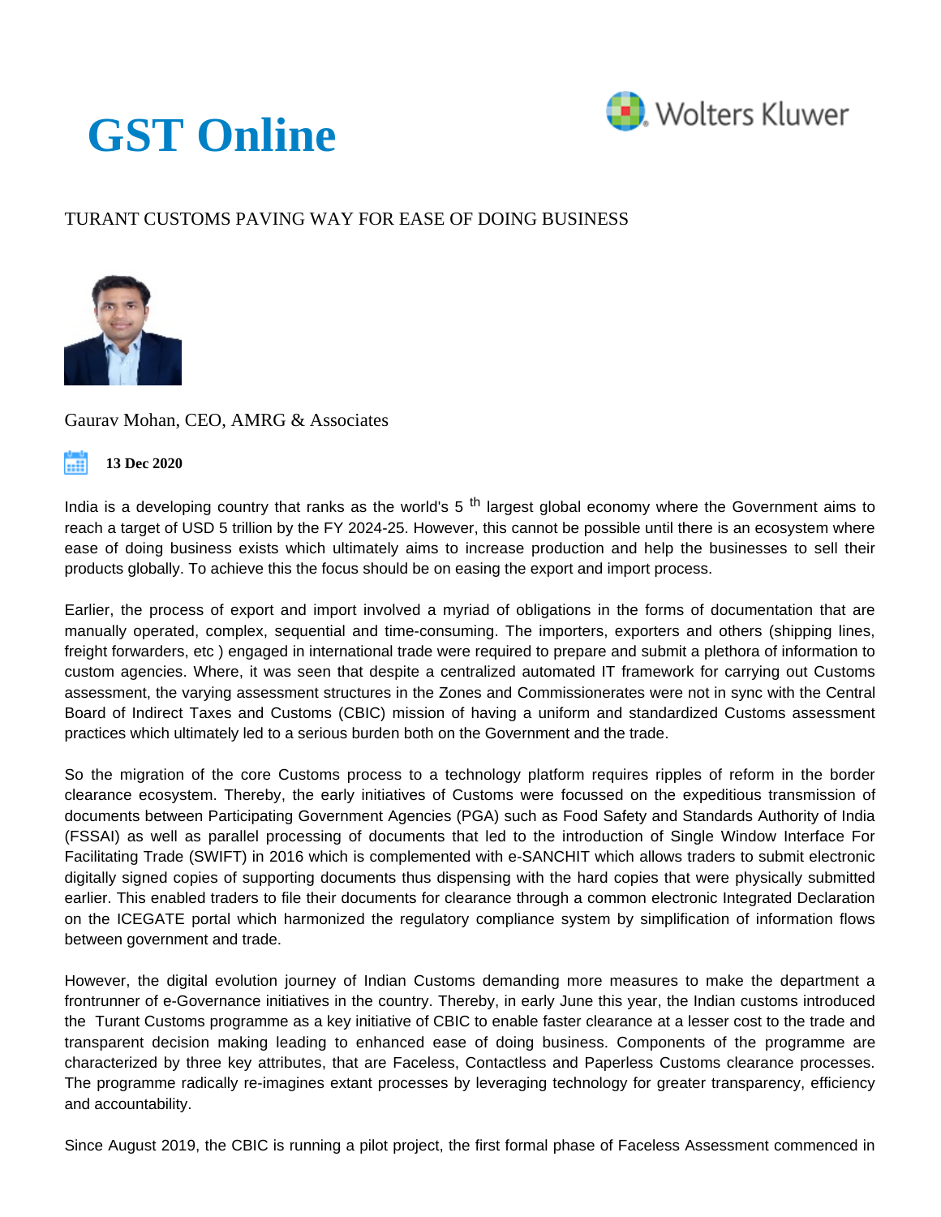# GST Online

TURANT CUSTOMS PAVING WAY FOR EASE OF DOING BUSINESS

Gaurav Mohan, CEO, AMRG & Associates

**13 Dec 2020**

India is a developing country that ranks as the world's 5 th largest global economy where the Government aims to reach a target of USD 5 trillion by the FY 2024-25. However, this cannot be possible until there is an ecosystem where ease of doing business exists which ultimately aims to increase production and help the businesses to sell their products globally. To achieve this the focus should be on easing the export and import process.

Earlier, the process of export and import involved a myriad of obligations in the forms of documentation that are manually operated, complex, sequential and time-consuming. The importers, exporters and others (shipping lines, freight forwarders, etc ) engaged in international trade were required to prepare and submit a plethora of information to custom agencies. Where, it was seen that despite a centralized automated IT framework for carrying out Customs assessment, the varying assessment structures in the Zones and Commissionerates were not in sync with the Central Board of Indirect Taxes and Customs (CBIC) mission of having a uniform and standardized Customs assessment practices which ultimately led to a serious burden both on the Government and the trade.

So the migration of the core Customs process to a technology platform requires ripples of reform in the border clearance ecosystem. Thereby, the early initiatives of Customs were focussed on the expeditious transmission of documents between Participating Government Agencies (PGA) such as Food Safety and Standards Authority of India (FSSAI) as well as parallel processing of documents that led to the introduction of Single Window Interface For Facilitating Trade (SWIFT) in 2016 which is complemented with e-SANCHIT which allows traders to submit electronic digitally signed copies of supporting documents thus dispensing with the hard copies that were physically submitted earlier. This enabled traders to file their documents for clearance through a common electronic Integrated Declaration on the ICEGATE portal which harmonized the regulatory compliance system by simplification of information flows between government and trade.

However, the digital evolution journey of Indian Customs demanding more measures to make the department a frontrunner of e-Governance initiatives in the country. Thereby, in early June this year, the Indian customs introduced the Turant Customs programme as a key initiative of CBIC to enable faster clearance at a lesser cost to the trade and transparent decision making leading to enhanced ease of doing business. Components of the programme are characterized by three key attributes, that are Faceless, Contactless and Paperless Customs clearance processes. The programme radically re-imagines extant processes by leveraging technology for greater transparency, efficiency and accountability.

Since August 2019, the CBIC is running a pilot project, the first formal phase of Faceless Assessment commenced in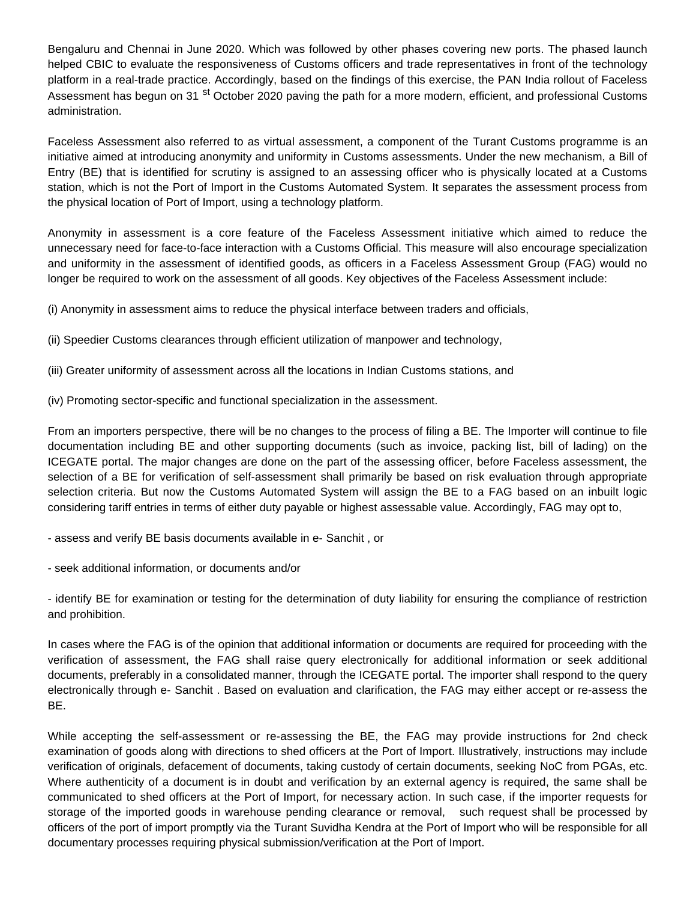Bengaluru and Chennai in June 2020. Which was followed by other phases covering new ports. The phased launch helped CBIC to evaluate the responsiveness of Customs officers and trade representatives in front of the technology platform in a real-trade practice. Accordingly, based on the findings of this exercise, the PAN India rollout of Faceless Assessment has begun on 31 st October 2020 paving the path for a more modern, efficient, and professional Customs administration.

Faceless Assessment also referred to as virtual assessment, a component of the Turant Customs programme is an initiative aimed at introducing anonymity and uniformity in Customs assessments. Under the new mechanism, a Bill of Entry (BE) that is identified for scrutiny is assigned to an assessing officer who is physically located at a Customs station, which is not the Port of Import in the Customs Automated System. It separates the assessment process from the physical location of Port of Import, using a technology platform.

Anonymity in assessment is a core feature of the Faceless Assessment initiative which aimed to reduce the unnecessary need for face-to-face interaction with a Customs Official. This measure will also encourage specialization and uniformity in the assessment of identified goods, as officers in a Faceless Assessment Group (FAG) would no longer be required to work on the assessment of all goods. Key objectives of the Faceless Assessment include:

(i) Anonymity in assessment aims to reduce the physical interface between traders and officials,

(ii) Speedier Customs clearances through efficient utilization of manpower and technology,

(iii) Greater uniformity of assessment across all the locations in Indian Customs stations, and

(iv) Promoting sector-specific and functional specialization in the assessment.

From an importers perspective, there will be no changes to the process of filing a BE. The Importer will continue to file documentation including BE and other supporting documents (such as invoice, packing list, bill of lading) on the ICEGATE portal. The major changes are done on the part of the assessing officer, before Faceless assessment, the selection of a BE for verification of self-assessment shall primarily be based on risk evaluation through appropriate selection criteria. But now the Customs Automated System will assign the BE to a FAG based on an inbuilt logic considering tariff entries in terms of either duty payable or highest assessable value. Accordingly, FAG may opt to,

- assess and verify BE basis documents available in e- Sanchit , or

- seek additional information, or documents and/or

- identify BE for examination or testing for the determination of duty liability for ensuring the compliance of restriction and prohibition.

In cases where the FAG is of the opinion that additional information or documents are required for proceeding with the verification of assessment, the FAG shall raise query electronically for additional information or seek additional documents, preferably in a consolidated manner, through the ICEGATE portal. The importer shall respond to the query electronically through e- Sanchit . Based on evaluation and clarification, the FAG may either accept or re-assess the BE.

While accepting the self-assessment or re-assessing the BE, the FAG may provide instructions for 2nd check examination of goods along with directions to shed officers at the Port of Import. Illustratively, instructions may include verification of originals, defacement of documents, taking custody of certain documents, seeking NoC from PGAs, etc. Where authenticity of a document is in doubt and verification by an external agency is required, the same shall be communicated to shed officers at the Port of Import, for necessary action. In such case, if the importer requests for storage of the imported goods in warehouse pending clearance or removal, such request shall be processed by officers of the port of import promptly via the Turant Suvidha Kendra at the Port of Import who will be responsible for all documentary processes requiring physical submission/verification at the Port of Import.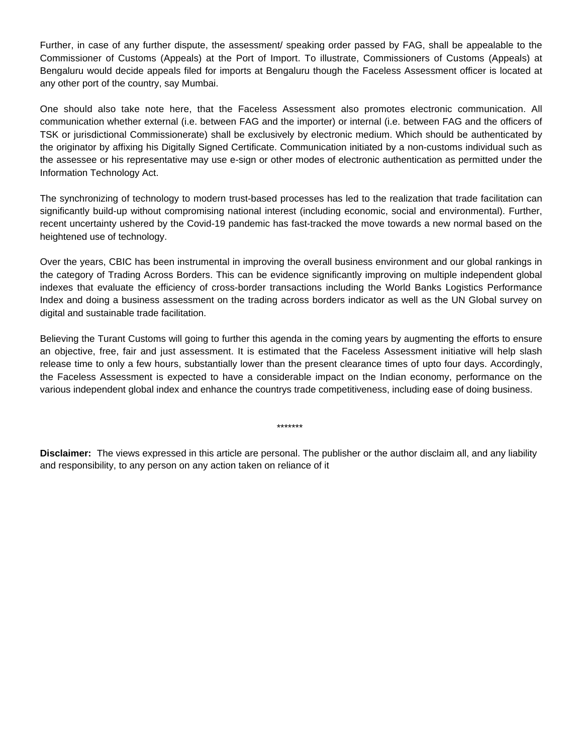Further, in case of any further dispute, the assessment/ speaking order passed by FAG, shall be appealable to the Commissioner of Customs (Appeals) at the Port of Import. To illustrate, Commissioners of Customs (Appeals) at Bengaluru would decide appeals filed for imports at Bengaluru though the Faceless Assessment officer is located at any other port of the country, say Mumbai.

One should also take note here, that the Faceless Assessment also promotes electronic communication. All communication whether external (i.e. between FAG and the importer) or internal (i.e. between FAG and the officers of TSK or jurisdictional Commissionerate) shall be exclusively by electronic medium. Which should be authenticated by the originator by affixing his Digitally Signed Certificate. Communication initiated by a non-customs individual such as the assessee or his representative may use e-sign or other modes of electronic authentication as permitted under the Information Technology Act.

The synchronizing of technology to modern trust-based processes has led to the realization that trade facilitation can significantly build-up without compromising national interest (including economic, social and environmental). Further, recent uncertainty ushered by the Covid-19 pandemic has fast-tracked the move towards a new normal based on the heightened use of technology.

Over the years, CBIC has been instrumental in improving the overall business environment and our global rankings in the category of Trading Across Borders. This can be evidence significantly improving on multiple independent global indexes that evaluate the efficiency of cross-border transactions including the World Banks Logistics Performance Index and doing a business assessment on the trading across borders indicator as well as the UN Global survey on digital and sustainable trade facilitation.

Believing the Turant Customs will going to further this agenda in the coming years by augmenting the efforts to ensure an objective, free, fair and just assessment. It is estimated that the Faceless Assessment initiative will help slash release time to only a few hours, substantially lower than the present clearance times of upto four days. Accordingly, the Faceless Assessment is expected to have a considerable impact on the Indian economy, performance on the various independent global index and enhance the countrys trade competitiveness, including ease of doing business.

*******

**Disclaimer:** The views expressed in this article are personal. The publisher or the author disclaim all, and any liability and responsibility, to any person on any action taken on reliance of it